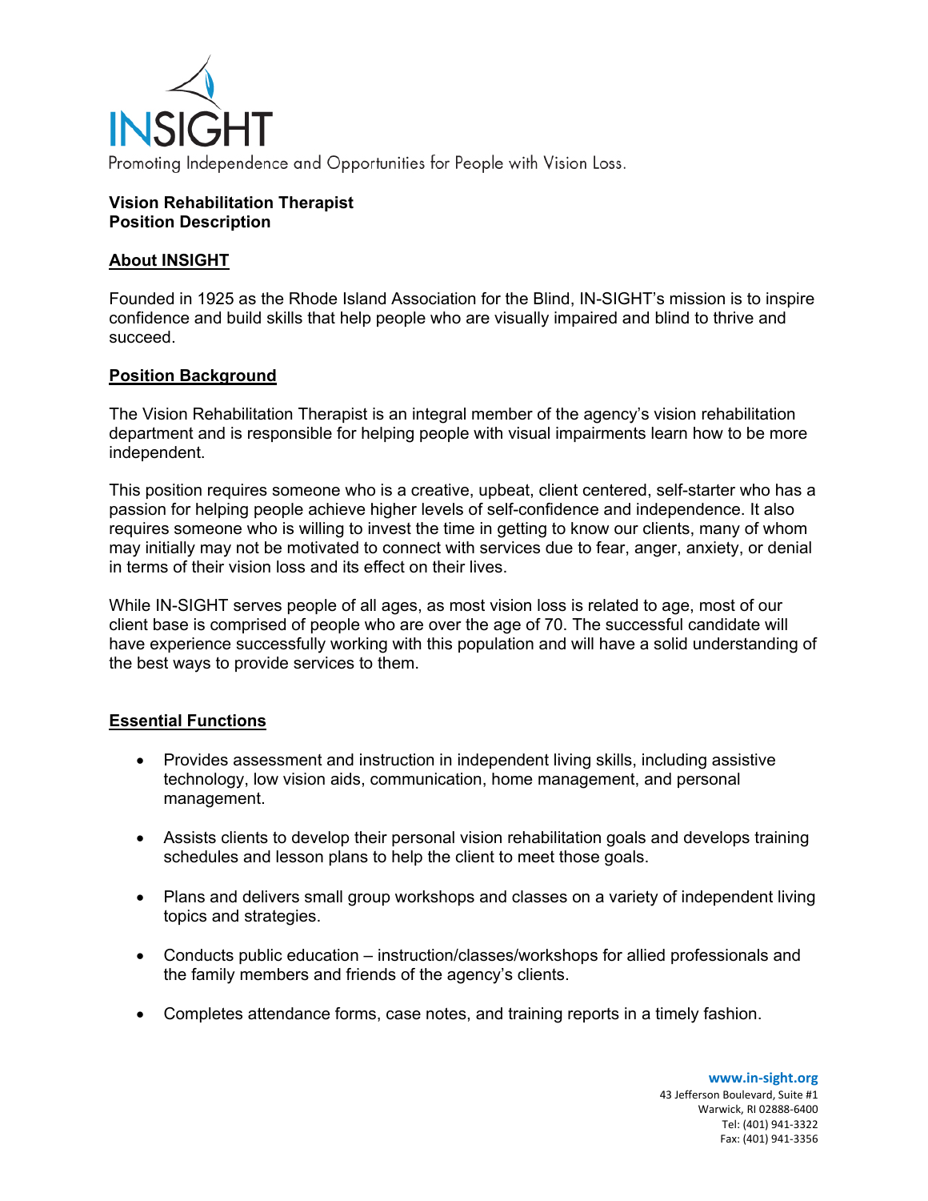INSIGHT

Promoting Independence and Opportunities for People with Vision Loss.

**Vision Rehabilitation Therapist**
**Position Description**

## About INSIGHT

Founded in 1925 as the Rhode Island Association for the Blind, IN-SIGHT's mission is to inspire confidence and build skills that help people who are visually impaired and blind to thrive and succeed.

## Position Background

The Vision Rehabilitation Therapist is an integral member of the agency's vision rehabilitation department and is responsible for helping people with visual impairments learn how to be more independent.

This position requires someone who is a creative, upbeat, client centered, self-starter who has a passion for helping people achieve higher levels of self-confidence and independence. It also requires someone who is willing to invest the time in getting to know our clients, many of whom may initially may not be motivated to connect with services due to fear, anger, anxiety, or denial in terms of their vision loss and its effect on their lives.

While IN-SIGHT serves people of all ages, as most vision loss is related to age, most of our client base is comprised of people who are over the age of 70. The successful candidate will have experience successfully working with this population and will have a solid understanding of the best ways to provide services to them.

## Essential Functions

- Provides assessment and instruction in independent living skills, including assistive technology, low vision aids, communication, home management, and personal management.
- Assists clients to develop their personal vision rehabilitation goals and develops training schedules and lesson plans to help the client to meet those goals.
- Plans and delivers small group workshops and classes on a variety of independent living topics and strategies.
- Conducts public education – instruction/classes/workshops for allied professionals and the family members and friends of the agency's clients.
- Completes attendance forms, case notes, and training reports in a timely fashion.

www.in-sight.org
43 Jefferson Boulevard, Suite #1
Warwick, RI 02888-6400
Tel: (401) 941-3322
Fax: (401) 941-3356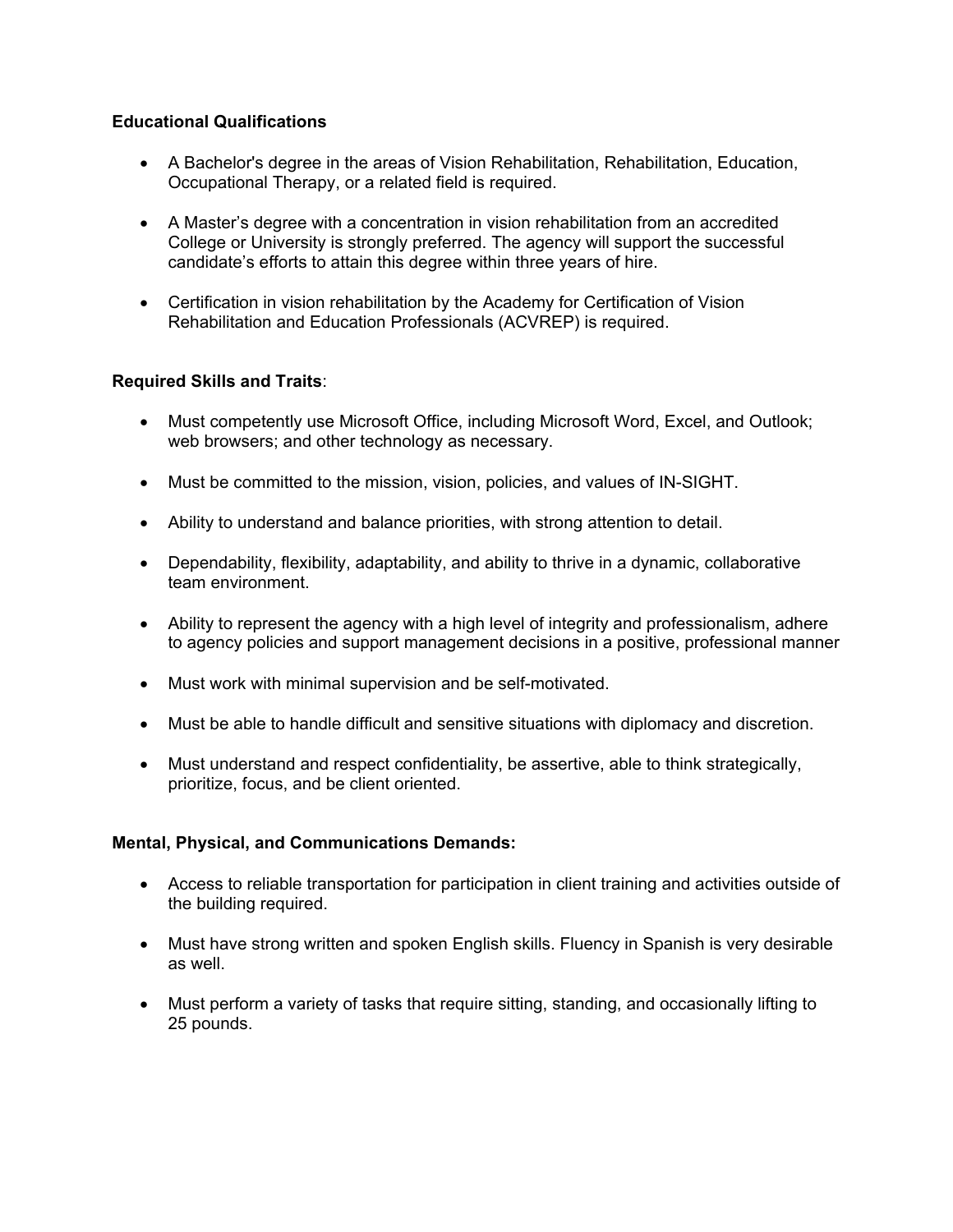**Educational Qualifications**

- A Bachelor's degree in the areas of Vision Rehabilitation, Rehabilitation, Education, Occupational Therapy, or a related field is required.
- A Master's degree with a concentration in vision rehabilitation from an accredited College or University is strongly preferred. The agency will support the successful candidate's efforts to attain this degree within three years of hire.
- Certification in vision rehabilitation by the Academy for Certification of Vision Rehabilitation and Education Professionals (ACVREP) is required.

**Required Skills and Traits**:

- Must competently use Microsoft Office, including Microsoft Word, Excel, and Outlook; web browsers; and other technology as necessary.
- Must be committed to the mission, vision, policies, and values of IN-SIGHT.
- Ability to understand and balance priorities, with strong attention to detail.
- Dependability, flexibility, adaptability, and ability to thrive in a dynamic, collaborative team environment.
- Ability to represent the agency with a high level of integrity and professionalism, adhere to agency policies and support management decisions in a positive, professional manner
- Must work with minimal supervision and be self-motivated.
- Must be able to handle difficult and sensitive situations with diplomacy and discretion.
- Must understand and respect confidentiality, be assertive, able to think strategically, prioritize, focus, and be client oriented.

**Mental, Physical, and Communications Demands:**

- Access to reliable transportation for participation in client training and activities outside of the building required.
- Must have strong written and spoken English skills. Fluency in Spanish is very desirable as well.
- Must perform a variety of tasks that require sitting, standing, and occasionally lifting to 25 pounds.